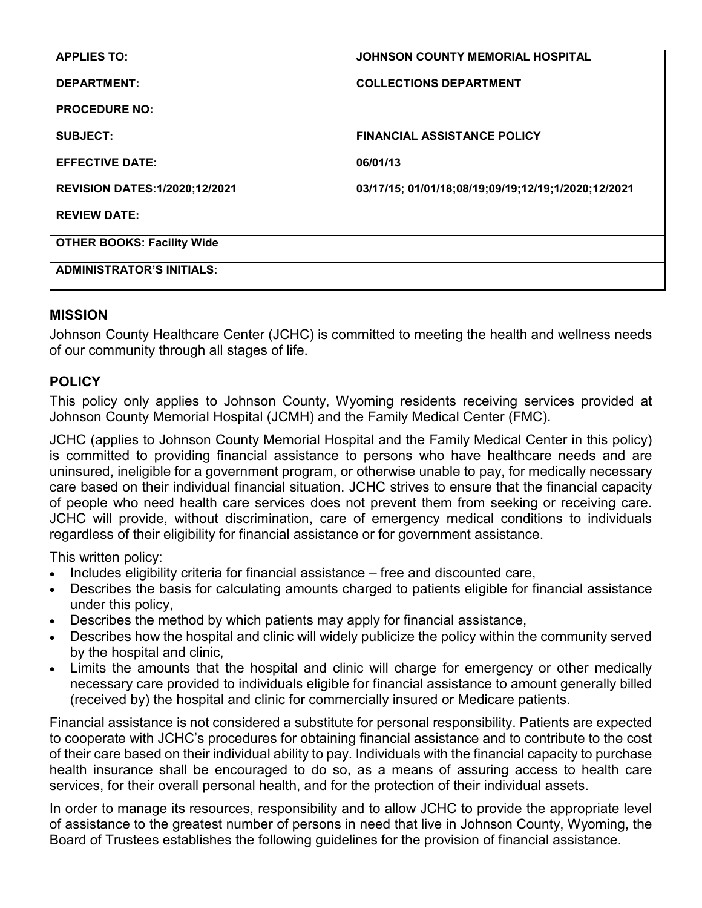| APPLIES TO: | JOHNSON COUNTY MEMORIAL HOSPITAL |
|---|---|
| DEPARTMENT: | COLLECTIONS DEPARTMENT |
| PROCEDURE NO: | |
| SUBJECT: | FINANCIAL ASSISTANCE POLICY |
| EFFECTIVE DATE: | 06/01/13 |
| REVISION DATES:1/2020;12/2021 | 03/17/15; 01/01/18;08/19;09/19;12/19;1/2020;12/2021 |
| REVIEW DATE: | |
| OTHER BOOKS: Facility Wide | |
| ADMINISTRATOR'S INITIALS: | |

## MISSION

Johnson County Healthcare Center (JCHC) is committed to meeting the health and wellness needs of our community through all stages of life.

## POLICY

This policy only applies to Johnson County, Wyoming residents receiving services provided at Johnson County Memorial Hospital (JCMH) and the Family Medical Center (FMC).

JCHC (applies to Johnson County Memorial Hospital and the Family Medical Center in this policy) is committed to providing financial assistance to persons who have healthcare needs and are uninsured, ineligible for a government program, or otherwise unable to pay, for medically necessary care based on their individual financial situation. JCHC strives to ensure that the financial capacity of people who need health care services does not prevent them from seeking or receiving care. JCHC will provide, without discrimination, care of emergency medical conditions to individuals regardless of their eligibility for financial assistance or for government assistance.

This written policy:

- Includes eligibility criteria for financial assistance – free and discounted care,
- Describes the basis for calculating amounts charged to patients eligible for financial assistance under this policy,
- Describes the method by which patients may apply for financial assistance,
- Describes how the hospital and clinic will widely publicize the policy within the community served by the hospital and clinic,
- Limits the amounts that the hospital and clinic will charge for emergency or other medically necessary care provided to individuals eligible for financial assistance to amount generally billed (received by) the hospital and clinic for commercially insured or Medicare patients.

Financial assistance is not considered a substitute for personal responsibility. Patients are expected to cooperate with JCHC's procedures for obtaining financial assistance and to contribute to the cost of their care based on their individual ability to pay. Individuals with the financial capacity to purchase health insurance shall be encouraged to do so, as a means of assuring access to health care services, for their overall personal health, and for the protection of their individual assets.

In order to manage its resources, responsibility and to allow JCHC to provide the appropriate level of assistance to the greatest number of persons in need that live in Johnson County, Wyoming, the Board of Trustees establishes the following guidelines for the provision of financial assistance.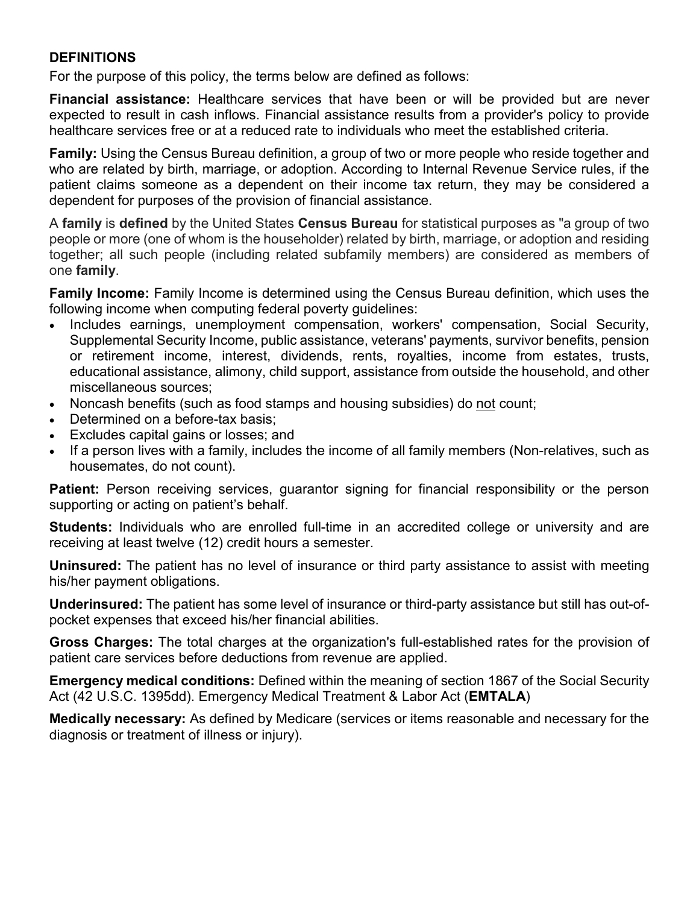**DEFINITIONS**

For the purpose of this policy, the terms below are defined as follows:

**Financial assistance:** Healthcare services that have been or will be provided but are never expected to result in cash inflows. Financial assistance results from a provider's policy to provide healthcare services free or at a reduced rate to individuals who meet the established criteria.

**Family:** Using the Census Bureau definition, a group of two or more people who reside together and who are related by birth, marriage, or adoption. According to Internal Revenue Service rules, if the patient claims someone as a dependent on their income tax return, they may be considered a dependent for purposes of the provision of financial assistance.

A **family** is **defined** by the United States **Census Bureau** for statistical purposes as "a group of two people or more (one of whom is the householder) related by birth, marriage, or adoption and residing together; all such people (including related subfamily members) are considered as members of one **family**.

**Family Income:** Family Income is determined using the Census Bureau definition, which uses the following income when computing federal poverty guidelines:

- Includes earnings, unemployment compensation, workers' compensation, Social Security, Supplemental Security Income, public assistance, veterans' payments, survivor benefits, pension or retirement income, interest, dividends, rents, royalties, income from estates, trusts, educational assistance, alimony, child support, assistance from outside the household, and other miscellaneous sources;
- Noncash benefits (such as food stamps and housing subsidies) do not count;
- Determined on a before-tax basis;
- Excludes capital gains or losses; and
- If a person lives with a family, includes the income of all family members (Non-relatives, such as housemates, do not count).

**Patient:** Person receiving services, guarantor signing for financial responsibility or the person supporting or acting on patient's behalf.

**Students:** Individuals who are enrolled full-time in an accredited college or university and are receiving at least twelve (12) credit hours a semester.

**Uninsured:** The patient has no level of insurance or third party assistance to assist with meeting his/her payment obligations.

**Underinsured:** The patient has some level of insurance or third-party assistance but still has out-of-pocket expenses that exceed his/her financial abilities.

**Gross Charges:** The total charges at the organization's full-established rates for the provision of patient care services before deductions from revenue are applied.

**Emergency medical conditions:** Defined within the meaning of section 1867 of the Social Security Act (42 U.S.C. 1395dd). Emergency Medical Treatment & Labor Act (**EMTALA**)

**Medically necessary:** As defined by Medicare (services or items reasonable and necessary for the diagnosis or treatment of illness or injury).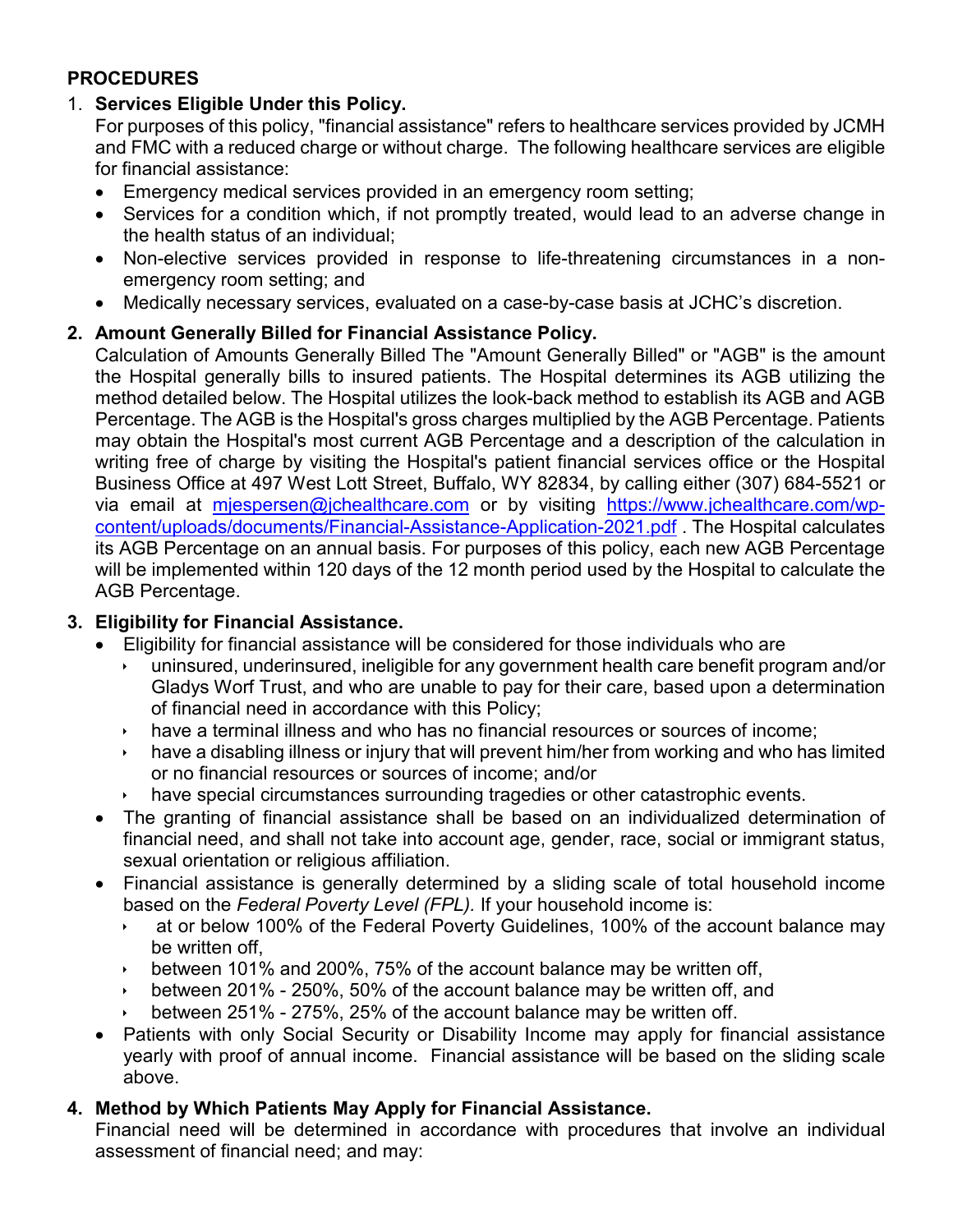**PROCEDURES**

1. **Services Eligible Under this Policy.**

   For purposes of this policy, "financial assistance" refers to healthcare services provided by JCMH and FMC with a reduced charge or without charge. The following healthcare services are eligible for financial assistance:

   - Emergency medical services provided in an emergency room setting;
   - Services for a condition which, if not promptly treated, would lead to an adverse change in the health status of an individual;
   - Non-elective services provided in response to life-threatening circumstances in a non-emergency room setting; and
   - Medically necessary services, evaluated on a case-by-case basis at JCHC's discretion.

2. **Amount Generally Billed for Financial Assistance Policy.**

   Calculation of Amounts Generally Billed The "Amount Generally Billed" or "AGB" is the amount the Hospital generally bills to insured patients. The Hospital determines its AGB utilizing the method detailed below. The Hospital utilizes the look-back method to establish its AGB and AGB Percentage. The AGB is the Hospital's gross charges multiplied by the AGB Percentage. Patients may obtain the Hospital's most current AGB Percentage and a description of the calculation in writing free of charge by visiting the Hospital's patient financial services office or the Hospital Business Office at 497 West Lott Street, Buffalo, WY 82834, by calling either (307) 684-5521 or via email at mjespersen@jchealthcare.com or by visiting https://www.jchealthcare.com/wp-content/uploads/documents/Financial-Assistance-Application-2021.pdf . The Hospital calculates its AGB Percentage on an annual basis. For purposes of this policy, each new AGB Percentage will be implemented within 120 days of the 12 month period used by the Hospital to calculate the AGB Percentage.

3. **Eligibility for Financial Assistance.**

   - Eligibility for financial assistance will be considered for those individuals who are
     - uninsured, underinsured, ineligible for any government health care benefit program and/or Gladys Worf Trust, and who are unable to pay for their care, based upon a determination of financial need in accordance with this Policy;
     - have a terminal illness and who has no financial resources or sources of income;
     - have a disabling illness or injury that will prevent him/her from working and who has limited or no financial resources or sources of income; and/or
     - have special circumstances surrounding tragedies or other catastrophic events.
   - The granting of financial assistance shall be based on an individualized determination of financial need, and shall not take into account age, gender, race, social or immigrant status, sexual orientation or religious affiliation.
   - Financial assistance is generally determined by a sliding scale of total household income based on the *Federal Poverty Level (FPL).* If your household income is:
     - at or below 100% of the Federal Poverty Guidelines, 100% of the account balance may be written off,
     - between 101% and 200%, 75% of the account balance may be written off,
     - between 201% - 250%, 50% of the account balance may be written off, and
     - between 251% - 275%, 25% of the account balance may be written off.
   - Patients with only Social Security or Disability Income may apply for financial assistance yearly with proof of annual income. Financial assistance will be based on the sliding scale above.

4. **Method by Which Patients May Apply for Financial Assistance.**

   Financial need will be determined in accordance with procedures that involve an individual assessment of financial need; and may: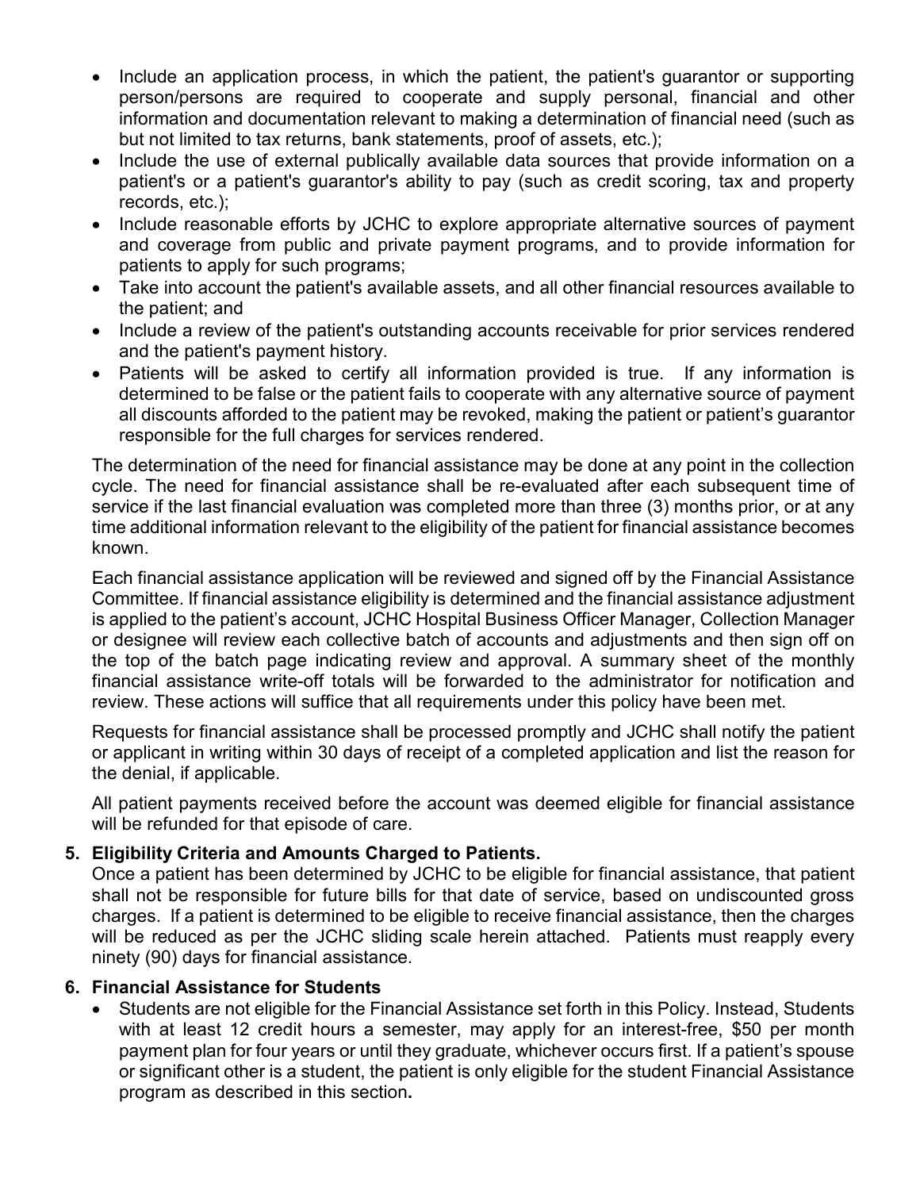- Include an application process, in which the patient, the patient's guarantor or supporting person/persons are required to cooperate and supply personal, financial and other information and documentation relevant to making a determination of financial need (such as but not limited to tax returns, bank statements, proof of assets, etc.);
- Include the use of external publically available data sources that provide information on a patient's or a patient's guarantor's ability to pay (such as credit scoring, tax and property records, etc.);
- Include reasonable efforts by JCHC to explore appropriate alternative sources of payment and coverage from public and private payment programs, and to provide information for patients to apply for such programs;
- Take into account the patient's available assets, and all other financial resources available to the patient; and
- Include a review of the patient's outstanding accounts receivable for prior services rendered and the patient's payment history.
- Patients will be asked to certify all information provided is true. If any information is determined to be false or the patient fails to cooperate with any alternative source of payment all discounts afforded to the patient may be revoked, making the patient or patient's guarantor responsible for the full charges for services rendered.

The determination of the need for financial assistance may be done at any point in the collection cycle. The need for financial assistance shall be re-evaluated after each subsequent time of service if the last financial evaluation was completed more than three (3) months prior, or at any time additional information relevant to the eligibility of the patient for financial assistance becomes known.

Each financial assistance application will be reviewed and signed off by the Financial Assistance Committee. If financial assistance eligibility is determined and the financial assistance adjustment is applied to the patient's account, JCHC Hospital Business Officer Manager, Collection Manager or designee will review each collective batch of accounts and adjustments and then sign off on the top of the batch page indicating review and approval. A summary sheet of the monthly financial assistance write-off totals will be forwarded to the administrator for notification and review. These actions will suffice that all requirements under this policy have been met.

Requests for financial assistance shall be processed promptly and JCHC shall notify the patient or applicant in writing within 30 days of receipt of a completed application and list the reason for the denial, if applicable.

All patient payments received before the account was deemed eligible for financial assistance will be refunded for that episode of care.

**5. Eligibility Criteria and Amounts Charged to Patients.**

Once a patient has been determined by JCHC to be eligible for financial assistance, that patient shall not be responsible for future bills for that date of service, based on undiscounted gross charges. If a patient is determined to be eligible to receive financial assistance, then the charges will be reduced as per the JCHC sliding scale herein attached. Patients must reapply every ninety (90) days for financial assistance.

**6. Financial Assistance for Students**

- Students are not eligible for the Financial Assistance set forth in this Policy. Instead, Students with at least 12 credit hours a semester, may apply for an interest-free, $50 per month payment plan for four years or until they graduate, whichever occurs first. If a patient's spouse or significant other is a student, the patient is only eligible for the student Financial Assistance program as described in this section**.**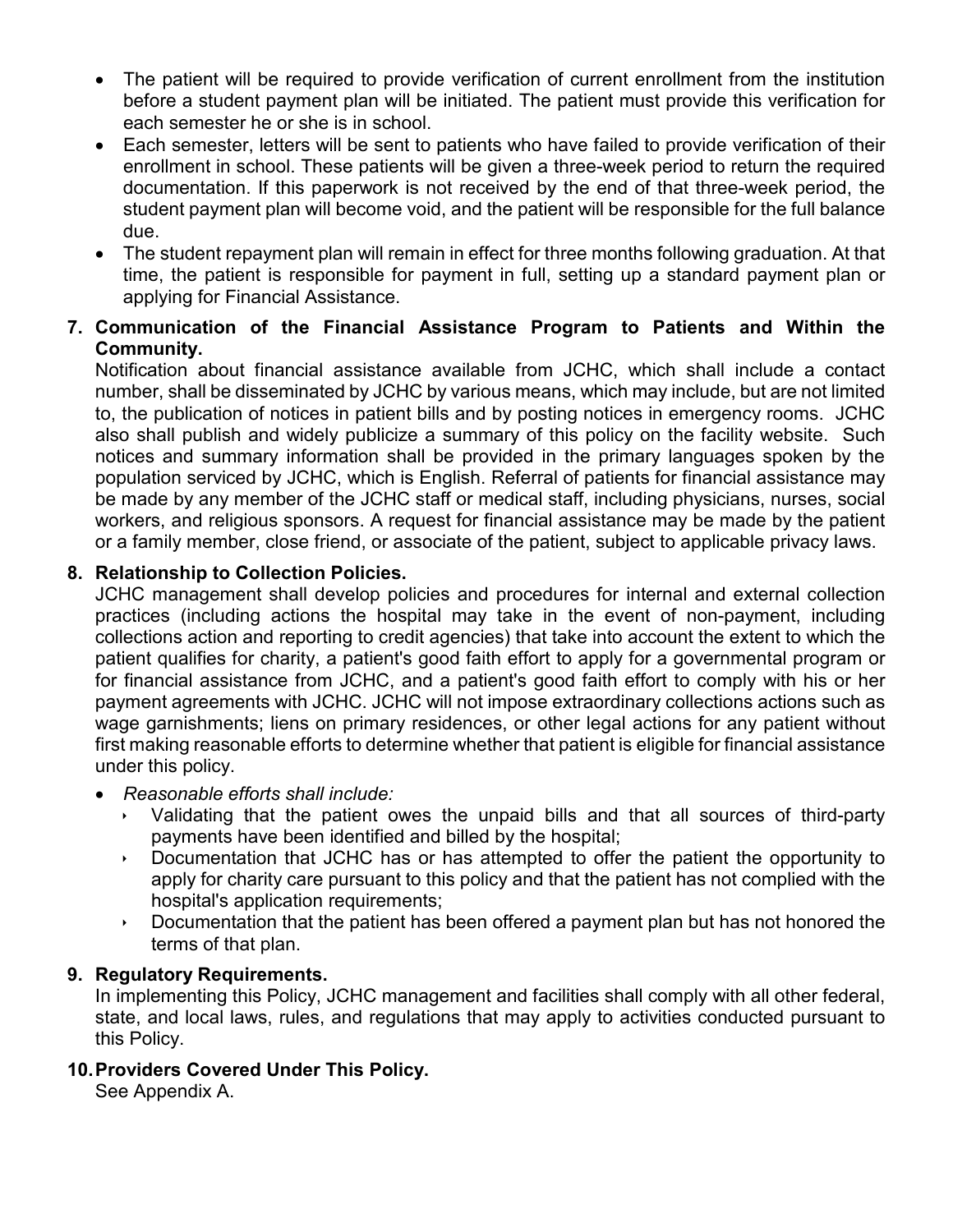- The patient will be required to provide verification of current enrollment from the institution before a student payment plan will be initiated. The patient must provide this verification for each semester he or she is in school.
- Each semester, letters will be sent to patients who have failed to provide verification of their enrollment in school. These patients will be given a three-week period to return the required documentation. If this paperwork is not received by the end of that three-week period, the student payment plan will become void, and the patient will be responsible for the full balance due.
- The student repayment plan will remain in effect for three months following graduation. At that time, the patient is responsible for payment in full, setting up a standard payment plan or applying for Financial Assistance.

**7. Communication of the Financial Assistance Program to Patients and Within the Community.**

Notification about financial assistance available from JCHC, which shall include a contact number, shall be disseminated by JCHC by various means, which may include, but are not limited to, the publication of notices in patient bills and by posting notices in emergency rooms. JCHC also shall publish and widely publicize a summary of this policy on the facility website. Such notices and summary information shall be provided in the primary languages spoken by the population serviced by JCHC, which is English. Referral of patients for financial assistance may be made by any member of the JCHC staff or medical staff, including physicians, nurses, social workers, and religious sponsors. A request for financial assistance may be made by the patient or a family member, close friend, or associate of the patient, subject to applicable privacy laws.

**8. Relationship to Collection Policies.**

JCHC management shall develop policies and procedures for internal and external collection practices (including actions the hospital may take in the event of non-payment, including collections action and reporting to credit agencies) that take into account the extent to which the patient qualifies for charity, a patient's good faith effort to apply for a governmental program or for financial assistance from JCHC, and a patient's good faith effort to comply with his or her payment agreements with JCHC. JCHC will not impose extraordinary collections actions such as wage garnishments; liens on primary residences, or other legal actions for any patient without first making reasonable efforts to determine whether that patient is eligible for financial assistance under this policy.

- *Reasonable efforts shall include:*
  - Validating that the patient owes the unpaid bills and that all sources of third-party payments have been identified and billed by the hospital;
  - Documentation that JCHC has or has attempted to offer the patient the opportunity to apply for charity care pursuant to this policy and that the patient has not complied with the hospital's application requirements;
  - Documentation that the patient has been offered a payment plan but has not honored the terms of that plan.

**9. Regulatory Requirements.**

In implementing this Policy, JCHC management and facilities shall comply with all other federal, state, and local laws, rules, and regulations that may apply to activities conducted pursuant to this Policy.

**10. Providers Covered Under This Policy.**

See Appendix A.